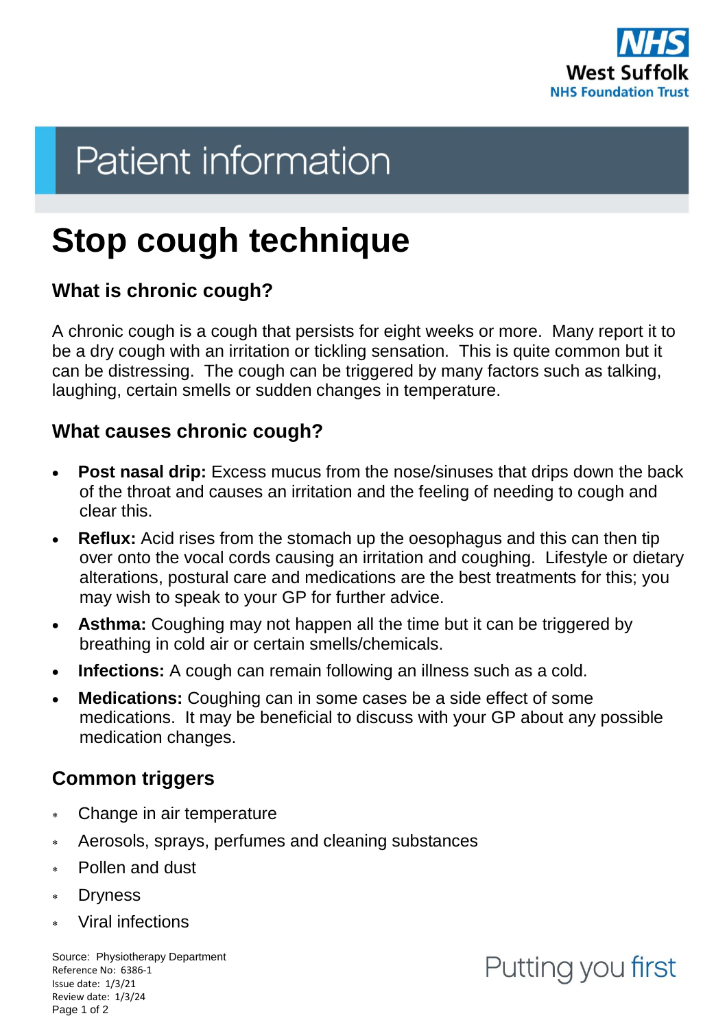West Suffolk NHS Foundation Trust

# Patient information

# Stop cough technique

## What is chronic cough?

A chronic cough is a cough that persists for eight weeks or more. Many report it to be a dry cough with an irritation or tickling sensation. This is quite common but it can be distressing. The cough can be triggered by many factors such as talking, laughing, certain smells or sudden changes in temperature.

## What causes chronic cough?

- **Post nasal drip:** Excess mucus from the nose/sinuses that drips down the back of the throat and causes an irritation and the feeling of needing to cough and clear this.
- **Reflux:** Acid rises from the stomach up the oesophagus and this can then tip over onto the vocal cords causing an irritation and coughing. Lifestyle or dietary alterations, postural care and medications are the best treatments for this; you may wish to speak to your GP for further advice.
- **Asthma:** Coughing may not happen all the time but it can be triggered by breathing in cold air or certain smells/chemicals.
- **Infections:** A cough can remain following an illness such as a cold.
- **Medications:** Coughing can in some cases be a side effect of some medications. It may be beneficial to discuss with your GP about any possible medication changes.

## Common triggers

- Change in air temperature
- Aerosols, sprays, perfumes and cleaning substances
- Pollen and dust
- Dryness
- Viral infections

Source: Physiotherapy Department
Reference No: 6386-1
Issue date: 1/3/21
Review date: 1/3/24

Putting you first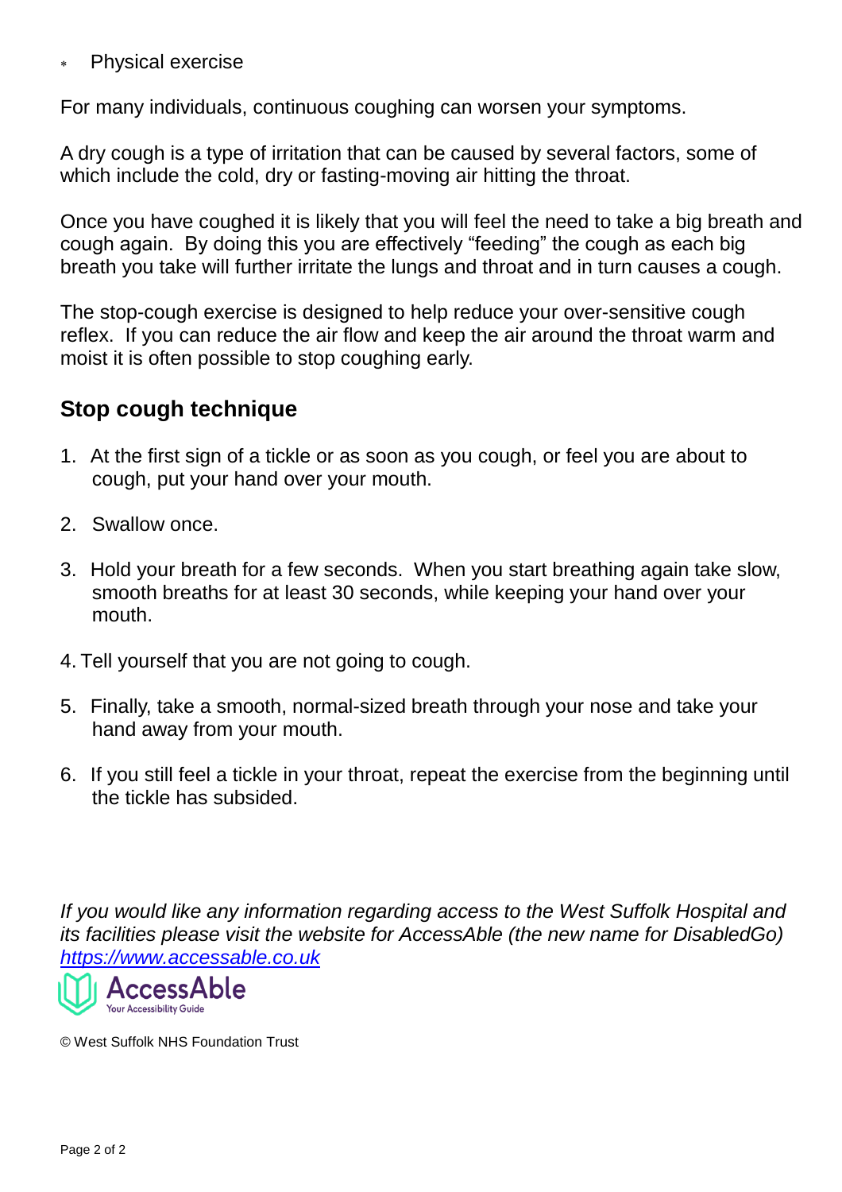* Physical exercise

For many individuals, continuous coughing can worsen your symptoms.

A dry cough is a type of irritation that can be caused by several factors, some of which include the cold, dry or fasting-moving air hitting the throat.

Once you have coughed it is likely that you will feel the need to take a big breath and cough again. By doing this you are effectively "feeding" the cough as each big breath you take will further irritate the lungs and throat and in turn causes a cough.

The stop-cough exercise is designed to help reduce your over-sensitive cough reflex. If you can reduce the air flow and keep the air around the throat warm and moist it is often possible to stop coughing early.

## Stop cough technique

1. At the first sign of a tickle or as soon as you cough, or feel you are about to cough, put your hand over your mouth.
2. Swallow once.
3. Hold your breath for a few seconds. When you start breathing again take slow, smooth breaths for at least 30 seconds, while keeping your hand over your mouth.
4. Tell yourself that you are not going to cough.
5. Finally, take a smooth, normal-sized breath through your nose and take your hand away from your mouth.
6. If you still feel a tickle in your throat, repeat the exercise from the beginning until the tickle has subsided.

*If you would like any information regarding access to the West Suffolk Hospital and its facilities please visit the website for AccessAble (the new name for DisabledGo)* [https://www.accessable.co.uk](https://www.accessable.co.uk)

AccessAble
Your Accessibility Guide

© West Suffolk NHS Foundation Trust